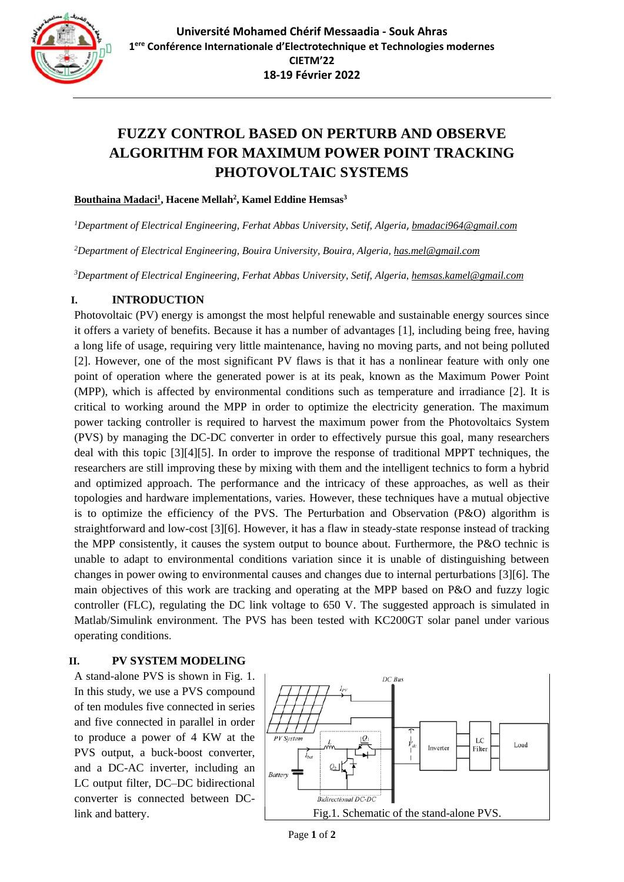# FUZZY CONTROL BASED ON PERTURB AND OBSERVE ALGORITHM FOR MAXIMUM POWER POINT TRACKING PHOTOVOLTAIC SYSTEMS

**Bouthaina Madaci[1], Hacene Mellah[2], Kamel Eddine Hemsas[3]**

[1]*Department of Electrical Engineering, Ferhat Abbas University, Setif, Algeria*, bmadaci964@gmail.com

[2]*Department of Electrical Engineering, Bouira University, Bouira, Algeria*, has.mel@gmail.com

[3]*Department of Electrical Engineering, Ferhat Abbas University, Setif, Algeria*, hemsas.kamel@gmail.com

## I. INTRODUCTION

Photovoltaic (PV) energy is amongst the most helpful renewable and sustainable energy sources since it offers a variety of benefits. Because it has a number of advantages [1], including being free, having a long life of usage, requiring very little maintenance, having no moving parts, and not being polluted [2]. However, one of the most significant PV flaws is that it has a nonlinear feature with only one point of operation where the generated power is at its peak, known as the Maximum Power Point (MPP), which is affected by environmental conditions such as temperature and irradiance [2]. It is critical to working around the MPP in order to optimize the electricity generation. The maximum power tacking controller is required to harvest the maximum power from the Photovoltaics System (PVS) by managing the DC-DC converter in order to effectively pursue this goal, many researchers deal with this topic [3][4][5]. In order to improve the response of traditional MPPT techniques, the researchers are still improving these by mixing with them and the intelligent technics to form a hybrid and optimized approach. The performance and the intricacy of these approaches, as well as their topologies and hardware implementations, varies. However, these techniques have a mutual objective is to optimize the efficiency of the PVS. The Perturbation and Observation (P&O) algorithm is straightforward and low-cost [3][6]. However, it has a flaw in steady-state response instead of tracking the MPP consistently, it causes the system output to bounce about. Furthermore, the P&O technic is unable to adapt to environmental conditions variation since it is unable of distinguishing between changes in power owing to environmental causes and changes due to internal perturbations [3][6]. The main objectives of this work are tracking and operating at the MPP based on P&O and fuzzy logic controller (FLC), regulating the DC link voltage to 650 V. The suggested approach is simulated in Matlab/Simulink environment. The PVS has been tested with KC200GT solar panel under various operating conditions.

## II. PV SYSTEM MODELING

A stand-alone PVS is shown in Fig. 1. In this study, we use a PVS compound of ten modules five connected in series and five connected in parallel in order to produce a power of 4 KW at the PVS output, a buck-boost converter, and a DC-AC inverter, including an LC output filter, DC–DC bidirectional converter is connected between DC-link and battery.

Fig.1. Schematic of the stand-alone PVS.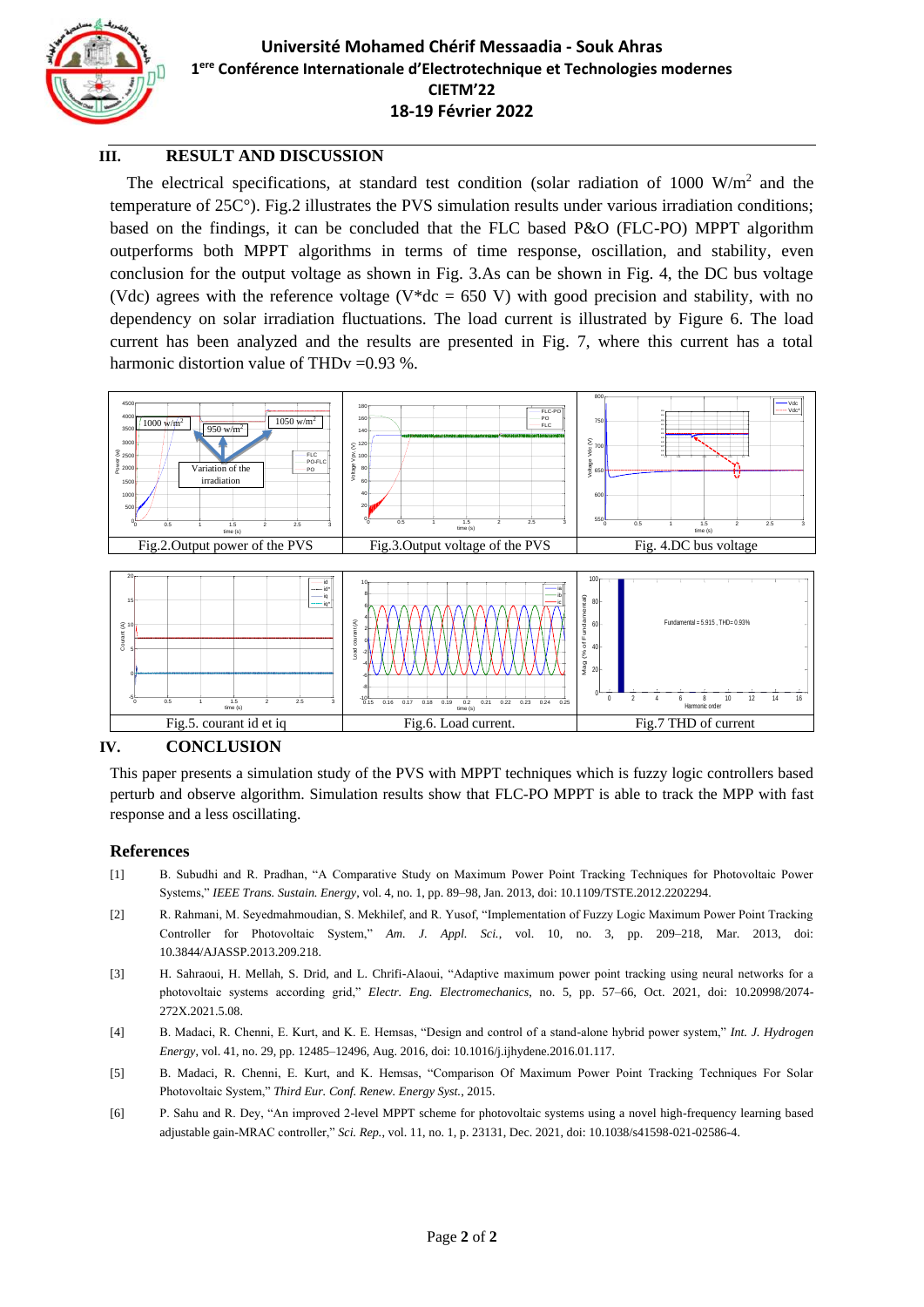## III. RESULT AND DISCUSSION

The electrical specifications, at standard test condition (solar radiation of 1000 W/m$^2$ and the temperature of 25C°). Fig.2 illustrates the PVS simulation results under various irradiation conditions; based on the findings, it can be concluded that the FLC based P&O (FLC-PO) MPPT algorithm outperforms both MPPT algorithms in terms of time response, oscillation, and stability, even conclusion for the output voltage as shown in Fig. 3.As can be shown in Fig. 4, the DC bus voltage (Vdc) agrees with the reference voltage ($V^*dc$ = 650 V) with good precision and stability, with no dependency on solar irradiation fluctuations. The load current is illustrated by Figure 6. The load current has been analyzed and the results are presented in Fig. 7, where this current has a total harmonic distortion value of THDv =0.93 %.

1000 w/m$^2$
950 w/m$^2$
1050 w/m$^2$
Variation of the irradiation
FLC
PO-FLC
PO

Fig.2.Output power of the PVS

FLC-PO
PO
FLC

Fig.3.Output voltage of the PVS

Vdc
Vdc*

Fig. 4.DC bus voltage

id
id*
iq
iq*

Fig.5. courant id et iq

ia
ib
ic

Fig.6. Load current.

Fundamental = 5.915 , THD= 0.93%

Fig.7 THD of current

## IV. CONCLUSION

This paper presents a simulation study of the PVS with MPPT techniques which is fuzzy logic controllers based perturb and observe algorithm. Simulation results show that FLC-PO MPPT is able to track the MPP with fast response and a less oscillating.

### References

[1] B. Subudhi and R. Pradhan, "A Comparative Study on Maximum Power Point Tracking Techniques for Photovoltaic Power Systems," *IEEE Trans. Sustain. Energy*, vol. 4, no. 1, pp. 89–98, Jan. 2013, doi: 10.1109/TSTE.2012.2202294.

[2] R. Rahmani, M. Seyedmahmoudian, S. Mekhilef, and R. Yusof, "Implementation of Fuzzy Logic Maximum Power Point Tracking Controller for Photovoltaic System," *Am. J. Appl. Sci.*, vol. 10, no. 3, pp. 209–218, Mar. 2013, doi: 10.3844/AJASSP.2013.209.218.

[3] H. Sahraoui, H. Mellah, S. Drid, and L. Chrifi-Alaoui, "Adaptive maximum power point tracking using neural networks for a photovoltaic systems according grid," *Electr. Eng. Electromechanics*, no. 5, pp. 57–66, Oct. 2021, doi: 10.20998/2074-272X.2021.5.08.

[4] B. Madaci, R. Chenni, E. Kurt, and K. E. Hemsas, "Design and control of a stand-alone hybrid power system," *Int. J. Hydrogen Energy*, vol. 41, no. 29, pp. 12485–12496, Aug. 2016, doi: 10.1016/j.ijhydene.2016.01.117.

[5] B. Madaci, R. Chenni, E. Kurt, and K. Hemsas, "Comparison Of Maximum Power Point Tracking Techniques For Solar Photovoltaic System," *Third Eur. Conf. Renew. Energy Syst.*, 2015.

[6] P. Sahu and R. Dey, "An improved 2-level MPPT scheme for photovoltaic systems using a novel high-frequency learning based adjustable gain-MRAC controller," *Sci. Rep.*, vol. 11, no. 1, p. 23131, Dec. 2021, doi: 10.1038/s41598-021-02586-4.